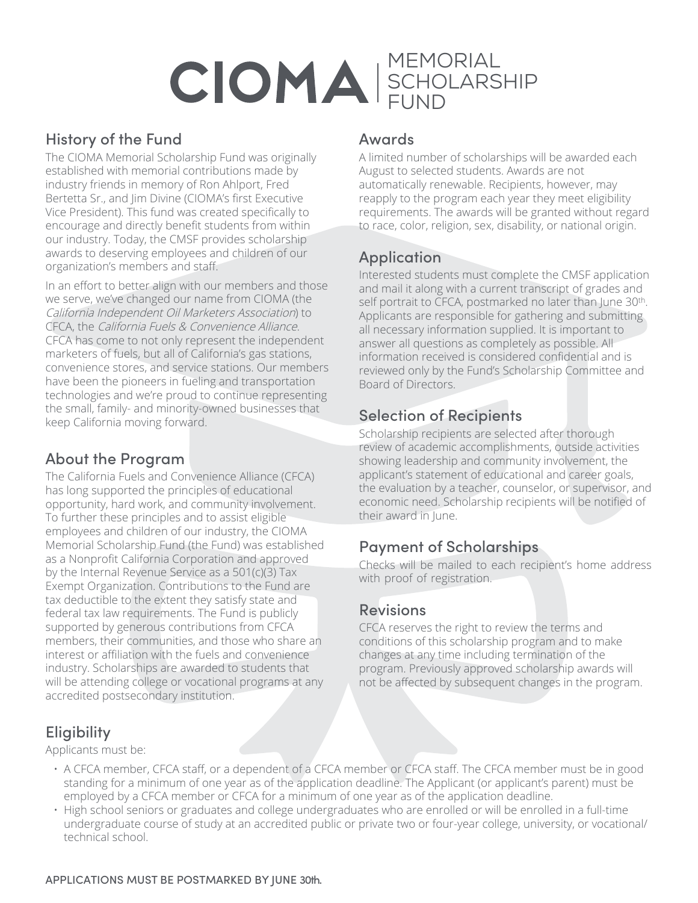# CIOMA | MEMORIAL SCHOLARSHIP FUND

## History of the Fund

The CIOMA Memorial Scholarship Fund was originally established with memorial contributions made by industry friends in memory of Ron Ahlport, Fred Bertetta Sr., and Jim Divine (CIOMA's first Executive Vice President). This fund was created specifically to encourage and directly benefit students from within our industry. Today, the CMSF provides scholarship awards to deserving employees and children of our organization's members and staff.

In an effort to better align with our members and those we serve, we've changed our name from CIOMA (the *California Independent Oil Marketers Association*) to CFCA, the *California Fuels & Convenience Alliance*. CFCA has come to not only represent the independent marketers of fuels, but all of California's gas stations, convenience stores, and service stations. Our members have been the pioneers in fueling and transportation technologies and we're proud to continue representing the small, family- and minority-owned businesses that keep California moving forward.

## About the Program

The California Fuels and Convenience Alliance (CFCA) has long supported the principles of educational opportunity, hard work, and community involvement. To further these principles and to assist eligible employees and children of our industry, the CIOMA Memorial Scholarship Fund (the Fund) was established as a Nonprofit California Corporation and approved by the Internal Revenue Service as a 501(c)(3) Tax Exempt Organization. Contributions to the Fund are tax deductible to the extent they satisfy state and federal tax law requirements. The Fund is publicly supported by generous contributions from CFCA members, their communities, and those who share an interest or affiliation with the fuels and convenience industry. Scholarships are awarded to students that will be attending college or vocational programs at any accredited postsecondary institution.

## Awards

A limited number of scholarships will be awarded each August to selected students. Awards are not automatically renewable. Recipients, however, may reapply to the program each year they meet eligibility requirements. The awards will be granted without regard to race, color, religion, sex, disability, or national origin.

## Application

Interested students must complete the CMSF application and mail it along with a current transcript of grades and self portrait to CFCA, postmarked no later than June 30th. Applicants are responsible for gathering and submitting all necessary information supplied. It is important to answer all questions as completely as possible. All information received is considered confidential and is reviewed only by the Fund's Scholarship Committee and Board of Directors.

## Selection of Recipients

Scholarship recipients are selected after thorough review of academic accomplishments, outside activities showing leadership and community involvement, the applicant's statement of educational and career goals, the evaluation by a teacher, counselor, or supervisor, and economic need. Scholarship recipients will be notified of their award in June.

## Payment of Scholarships

Checks will be mailed to each recipient's home address with proof of registration.

## Revisions

CFCA reserves the right to review the terms and conditions of this scholarship program and to make changes at any time including termination of the program. Previously approved scholarship awards will not be affected by subsequent changes in the program.

## Eligibility

Applicants must be:

- A CFCA member, CFCA staff, or a dependent of a CFCA member or CFCA staff. The CFCA member must be in good standing for a minimum of one year as of the application deadline. The Applicant (or applicant's parent) must be employed by a CFCA member or CFCA for a minimum of one year as of the application deadline.
- High school seniors or graduates and college undergraduates who are enrolled or will be enrolled in a full-time undergraduate course of study at an accredited public or private two or four-year college, university, or vocational/technical school.

**APPLICATIONS MUST BE POSTMARKED BY JUNE 30th.**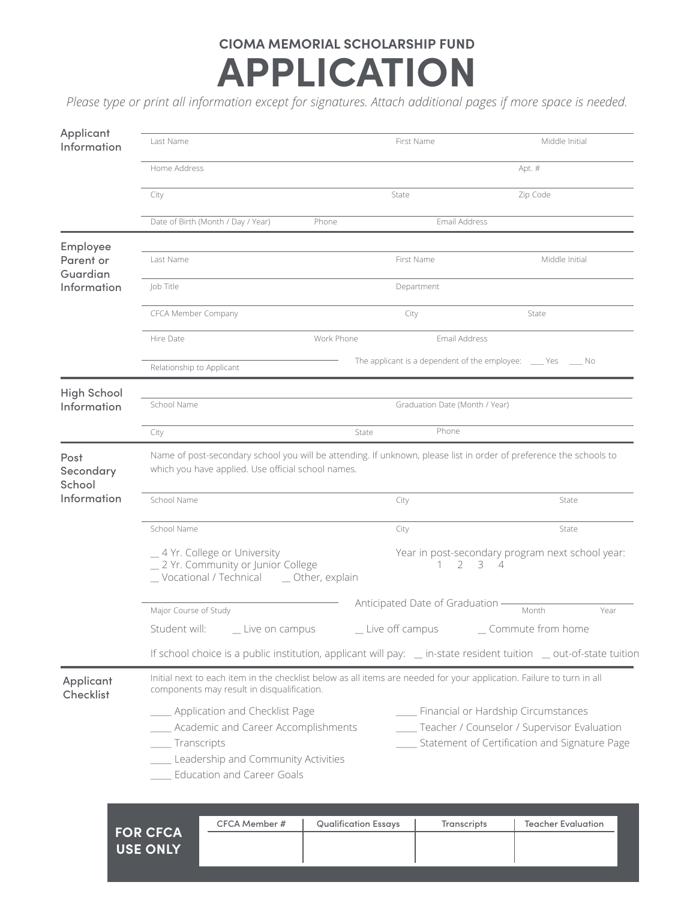## CIOMA MEMORIAL SCHOLARSHIP FUND

# APPLICATION

*Please type or print all information except for signatures. Attach additional pages if more space is needed.*

### Applicant Information

Last Name | First Name | Middle Initial

Home Address | Apt. #

City | State | Zip Code

Date of Birth (Month / Day / Year) | Phone | Email Address

### Employee Parent or Guardian Information

Last Name | First Name | Middle Initial

Job Title | Department

CFCA Member Company | City | State

Hire Date | Work Phone | Email Address

Relationship to Applicant

The applicant is a dependent of the employee: ___ Yes ___ No

### High School Information

School Name | Graduation Date (Month / Year)

City | State | Phone

### Post Secondary School Information

Name of post-secondary school you will be attending. If unknown, please list in order of preference the schools to which you have applied. Use official school names.

School Name | City | State

School Name | City | State

__ 4 Yr. College or University
__ 2 Yr. Community or Junior College
__ Vocational / Technical __ Other, explain

Year in post-secondary program next school year: 1 2 3 4

Major Course of Study

Anticipated Date of Graduation: Month | Year

Student will: __ Live on campus __ Live off campus __ Commute from home

If school choice is a public institution, applicant will pay: __ in-state resident tuition __ out-of-state tuition

### Applicant Checklist

Initial next to each item in the checklist below as all items are needed for your application. Failure to turn in all components may result in disqualification.

____ Application and Checklist Page
____ Academic and Career Accomplishments
____ Transcripts
____ Leadership and Community Activities
____ Education and Career Goals
____ Financial or Hardship Circumstances
____ Teacher / Counselor / Supervisor Evaluation
____ Statement of Certification and Signature Page

**FOR CFCA USE ONLY**

| CFCA Member # | Qualification Essays | Transcripts | Teacher Evaluation |
|---|---|---|---|
| | | | |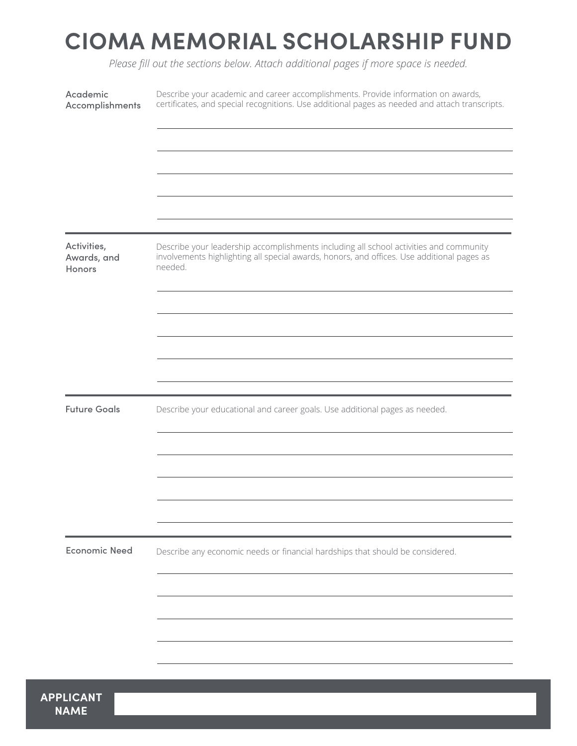# CIOMA MEMORIAL SCHOLARSHIP FUND

*Please fill out the sections below. Attach additional pages if more space is needed.*

**Academic Accomplishments**

Describe your academic and career accomplishments. Provide information on awards, certificates, and special recognitions. Use additional pages as needed and attach transcripts.

______________________________________________

______________________________________________

______________________________________________

______________________________________________

______________________________________________

---

**Activities, Awards, and Honors**

Describe your leadership accomplishments including all school activities and community involvements highlighting all special awards, honors, and offices. Use additional pages as needed.

______________________________________________

______________________________________________

______________________________________________

______________________________________________

______________________________________________

---

**Future Goals**

Describe your educational and career goals. Use additional pages as needed.

______________________________________________

______________________________________________

______________________________________________

______________________________________________

______________________________________________

---

**Economic Need**

Describe any economic needs or financial hardships that should be considered.

______________________________________________

______________________________________________

______________________________________________

______________________________________________

______________________________________________

**APPLICANT NAME** ______________________________________________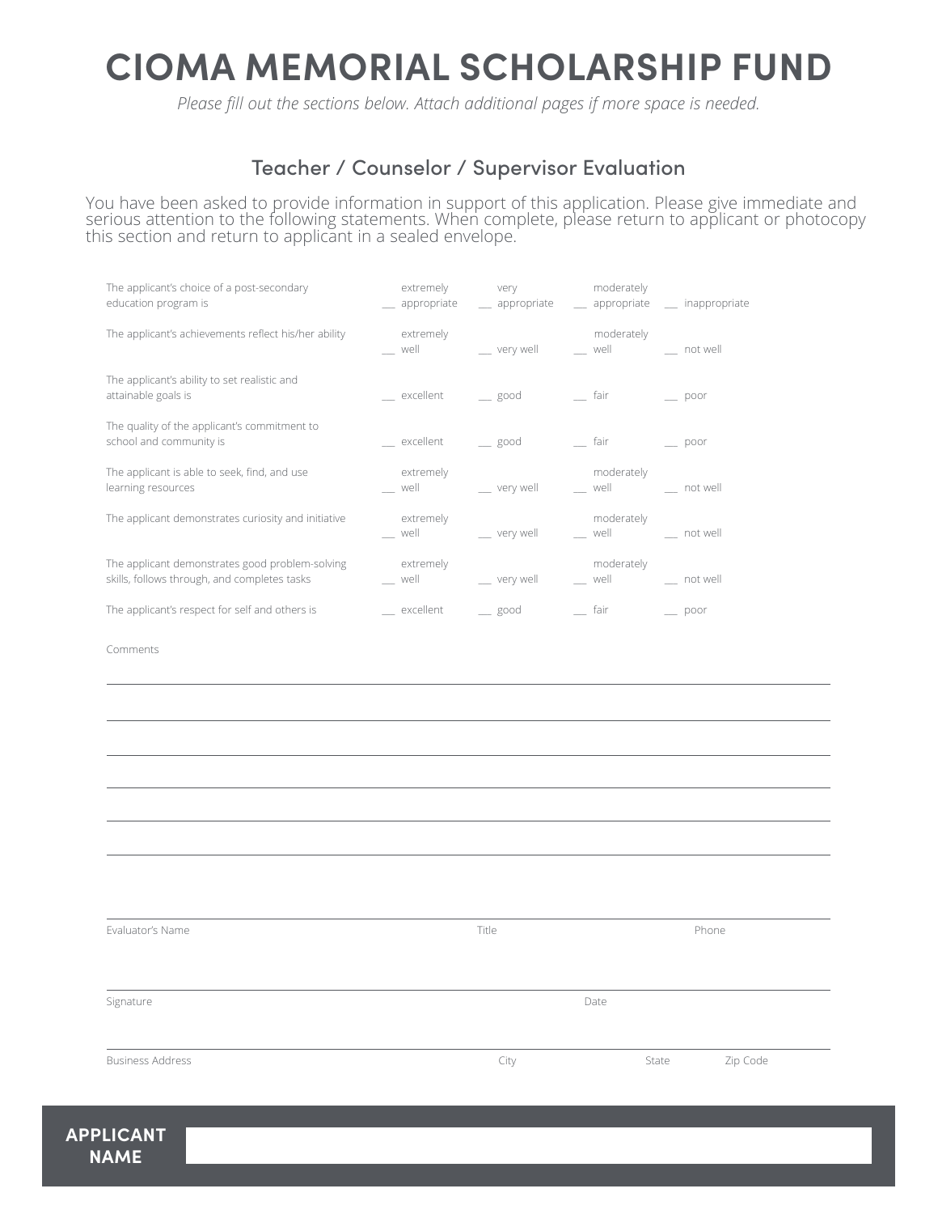# CIOMA MEMORIAL SCHOLARSHIP FUND

*Please fill out the sections below. Attach additional pages if more space is needed.*

## Teacher / Counselor / Supervisor Evaluation

You have been asked to provide information in support of this application. Please give immediate and serious attention to the following statements. When complete, please return to applicant or photocopy this section and return to applicant in a sealed envelope.

| | | | | |
|---|---|---|---|---|
| The applicant's choice of a post-secondary education program is | __ extremely appropriate | __ very appropriate | __ moderately appropriate | __ inappropriate |
| The applicant's achievements reflect his/her ability | __ extremely well | __ very well | __ moderately well | __ not well |
| The applicant's ability to set realistic and attainable goals is | __ excellent | __ good | __ fair | __ poor |
| The quality of the applicant's commitment to school and community is | __ excellent | __ good | __ fair | __ poor |
| The applicant is able to seek, find, and use learning resources | __ extremely well | __ very well | __ moderately well | __ not well |
| The applicant demonstrates curiosity and initiative | __ extremely well | __ very well | __ moderately well | __ not well |
| The applicant demonstrates good problem-solving skills, follows through, and completes tasks | __ extremely well | __ very well | __ moderately well | __ not well |
| The applicant's respect for self and others is | __ excellent | __ good | __ fair | __ poor |

Comments

______________________________________________________________________

______________________________________________________________________

______________________________________________________________________

______________________________________________________________________

______________________________________________________________________

______________________________________________________________________

Evaluator's Name ______________________ Title ______________________ Phone ______________________

Signature ______________________ Date ______________________

Business Address ______________________ City ______________________ State ______________________ Zip Code ______________________

**APPLICANT NAME** ______________________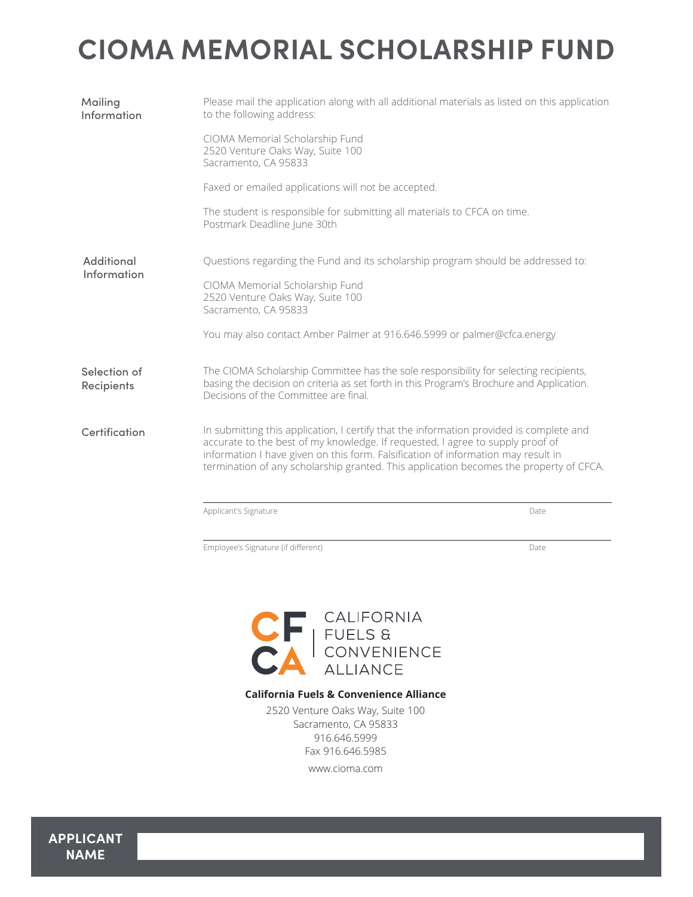# CIOMA MEMORIAL SCHOLARSHIP FUND

**Mailing Information**

Please mail the application along with all additional materials as listed on this application to the following address:

CIOMA Memorial Scholarship Fund
2520 Venture Oaks Way, Suite 100
Sacramento, CA 95833

Faxed or emailed applications will not be accepted.

The student is responsible for submitting all materials to CFCA on time.
Postmark Deadline June 30th

**Additional Information**

Questions regarding the Fund and its scholarship program should be addressed to:

CIOMA Memorial Scholarship Fund
2520 Venture Oaks Way, Suite 100
Sacramento, CA 95833

You may also contact Amber Palmer at 916.646.5999 or palmer@cfca.energy

**Selection of Recipients**

The CIOMA Scholarship Committee has the sole responsibility for selecting recipients, basing the decision on criteria as set forth in this Program's Brochure and Application. Decisions of the Committee are final.

**Certification**

In submitting this application, I certify that the information provided is complete and accurate to the best of my knowledge. If requested, I agree to supply proof of information I have given on this form. Falsification of information may result in termination of any scholarship granted. This application becomes the property of CFCA.

Applicant's Signature ____________________ Date ________

Employee's Signature (if different) ____________________ Date ________

CFCA CALIFORNIA FUELS & CONVENIENCE ALLIANCE

**California Fuels & Convenience Alliance**

2520 Venture Oaks Way, Suite 100
Sacramento, CA 95833
916.646.5999
Fax 916.646.5985

www.cioma.com

**APPLICANT NAME** ____________________